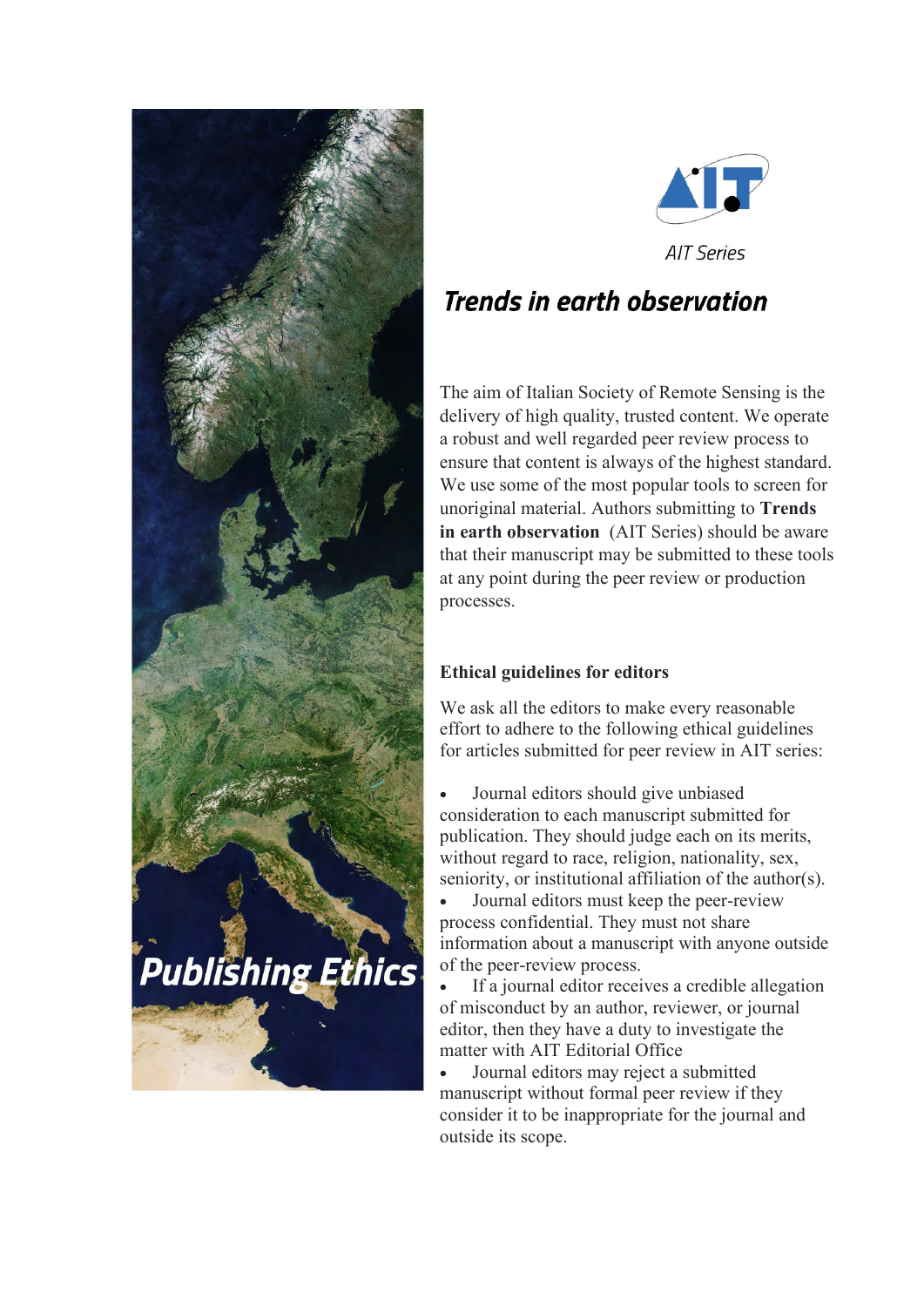AIT Series

# Trends in earth observation

The aim of Italian Society of Remote Sensing is the delivery of high quality, trusted content. We operate a robust and well regarded peer review process to ensure that content is always of the highest standard. We use some of the most popular tools to screen for unoriginal material. Authors submitting to **Trends in earth observation** (AIT Series) should be aware that their manuscript may be submitted to these tools at any point during the peer review or production processes.

# Publishing Ethics

## Ethical guidelines for editors

We ask all the editors to make every reasonable effort to adhere to the following ethical guidelines for articles submitted for peer review in AIT series:

- Journal editors should give unbiased consideration to each manuscript submitted for publication. They should judge each on its merits, without regard to race, religion, nationality, sex, seniority, or institutional affiliation of the author(s).
- Journal editors must keep the peer-review process confidential. They must not share information about a manuscript with anyone outside of the peer-review process.
- If a journal editor receives a credible allegation of misconduct by an author, reviewer, or journal editor, then they have a duty to investigate the matter with AIT Editorial Office
- Journal editors may reject a submitted manuscript without formal peer review if they consider it to be inappropriate for the journal and outside its scope.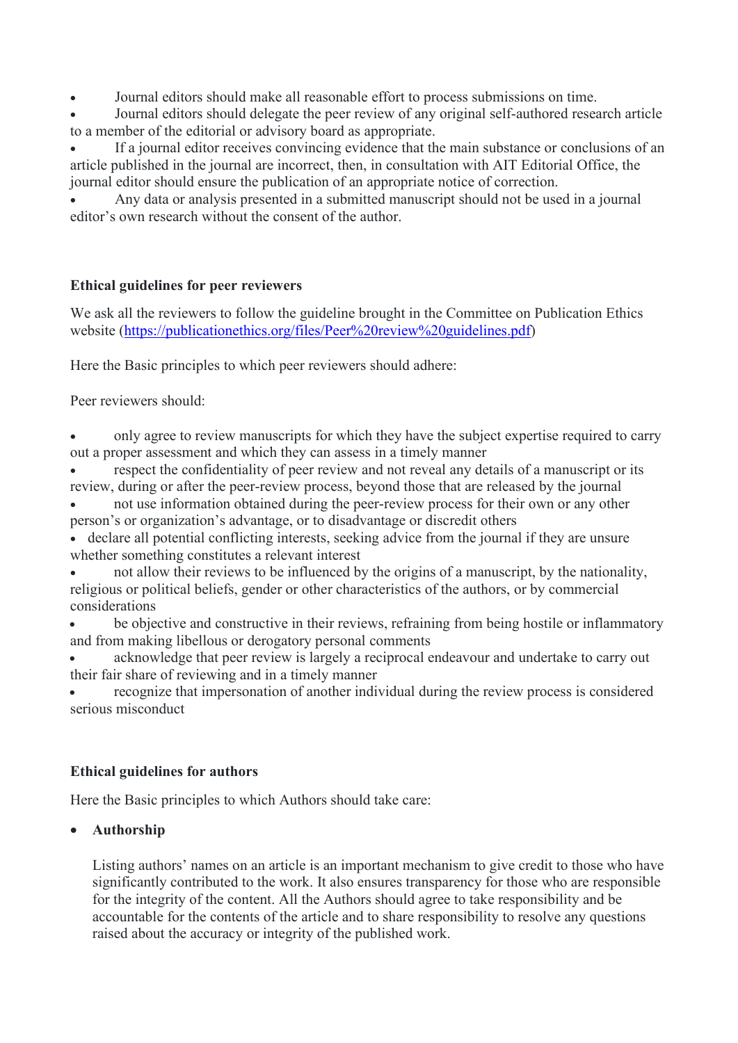- Journal editors should make all reasonable effort to process submissions on time.
- Journal editors should delegate the peer review of any original self-authored research article to a member of the editorial or advisory board as appropriate.
- If a journal editor receives convincing evidence that the main substance or conclusions of an article published in the journal are incorrect, then, in consultation with AIT Editorial Office, the journal editor should ensure the publication of an appropriate notice of correction.
- Any data or analysis presented in a submitted manuscript should not be used in a journal editor's own research without the consent of the author.

**Ethical guidelines for peer reviewers**

We ask all the reviewers to follow the guideline brought in the Committee on Publication Ethics website (https://publicationethics.org/files/Peer%20review%20guidelines.pdf)

Here the Basic principles to which peer reviewers should adhere:

Peer reviewers should:

- only agree to review manuscripts for which they have the subject expertise required to carry out a proper assessment and which they can assess in a timely manner
- respect the confidentiality of peer review and not reveal any details of a manuscript or its review, during or after the peer-review process, beyond those that are released by the journal
- not use information obtained during the peer-review process for their own or any other person's or organization's advantage, or to disadvantage or discredit others
- declare all potential conflicting interests, seeking advice from the journal if they are unsure whether something constitutes a relevant interest
- not allow their reviews to be influenced by the origins of a manuscript, by the nationality, religious or political beliefs, gender or other characteristics of the authors, or by commercial considerations
- be objective and constructive in their reviews, refraining from being hostile or inflammatory and from making libellous or derogatory personal comments
- acknowledge that peer review is largely a reciprocal endeavour and undertake to carry out their fair share of reviewing and in a timely manner
- recognize that impersonation of another individual during the review process is considered serious misconduct

**Ethical guidelines for authors**

Here the Basic principles to which Authors should take care:

- **Authorship**

  Listing authors' names on an article is an important mechanism to give credit to those who have significantly contributed to the work. It also ensures transparency for those who are responsible for the integrity of the content. All the Authors should agree to take responsibility and be accountable for the contents of the article and to share responsibility to resolve any questions raised about the accuracy or integrity of the published work.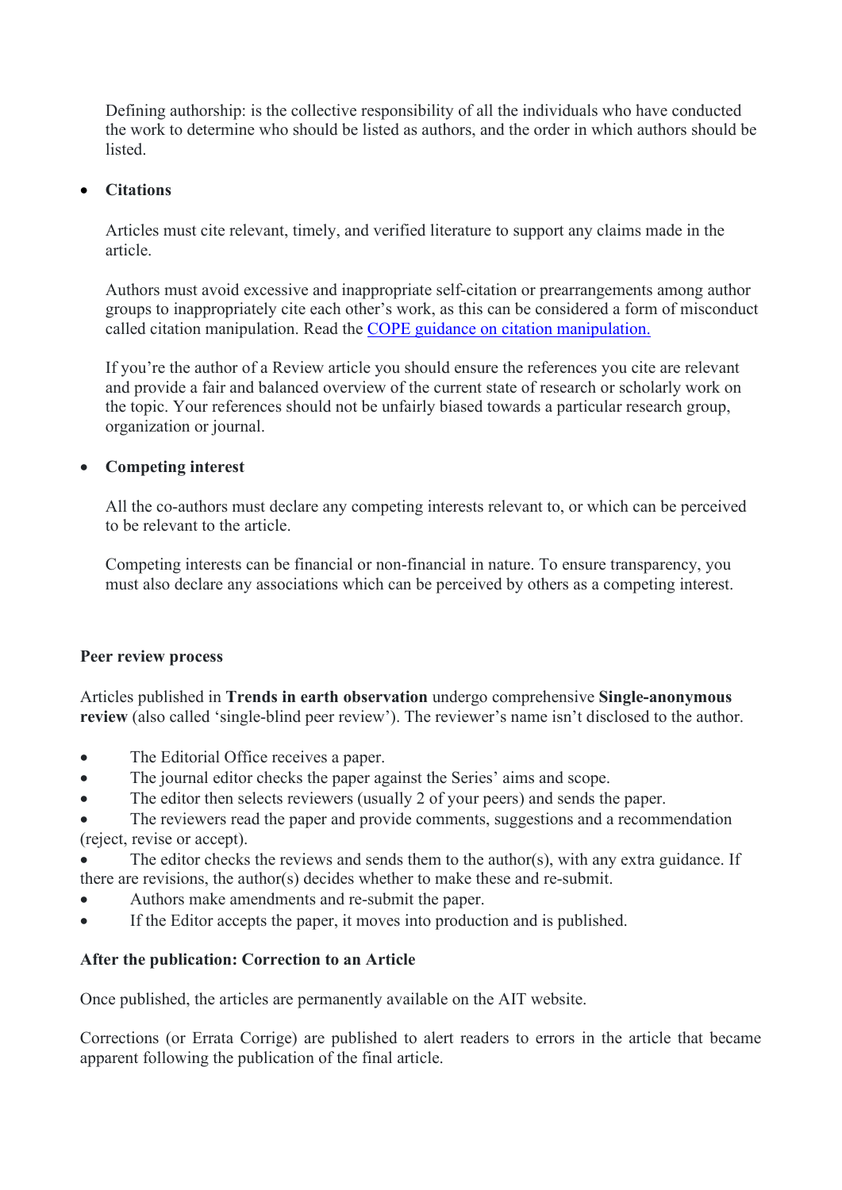Defining authorship: is the collective responsibility of all the individuals who have conducted the work to determine who should be listed as authors, and the order in which authors should be listed.

- **Citations**

  Articles must cite relevant, timely, and verified literature to support any claims made in the article.

  Authors must avoid excessive and inappropriate self-citation or prearrangements among author groups to inappropriately cite each other's work, as this can be considered a form of misconduct called citation manipulation. Read the [COPE guidance on citation manipulation.]()

  If you're the author of a Review article you should ensure the references you cite are relevant and provide a fair and balanced overview of the current state of research or scholarly work on the topic. Your references should not be unfairly biased towards a particular research group, organization or journal.

- **Competing interest**

  All the co-authors must declare any competing interests relevant to, or which can be perceived to be relevant to the article.

  Competing interests can be financial or non-financial in nature. To ensure transparency, you must also declare any associations which can be perceived by others as a competing interest.

**Peer review process**

Articles published in **Trends in earth observation** undergo comprehensive **Single-anonymous review** (also called 'single-blind peer review'). The reviewer's name isn't disclosed to the author.

- The Editorial Office receives a paper.
- The journal editor checks the paper against the Series' aims and scope.
- The editor then selects reviewers (usually 2 of your peers) and sends the paper.
- The reviewers read the paper and provide comments, suggestions and a recommendation (reject, revise or accept).
- The editor checks the reviews and sends them to the author(s), with any extra guidance. If there are revisions, the author(s) decides whether to make these and re-submit.
- Authors make amendments and re-submit the paper.
- If the Editor accepts the paper, it moves into production and is published.

**After the publication: Correction to an Article**

Once published, the articles are permanently available on the AIT website.

Corrections (or Errata Corrige) are published to alert readers to errors in the article that became apparent following the publication of the final article.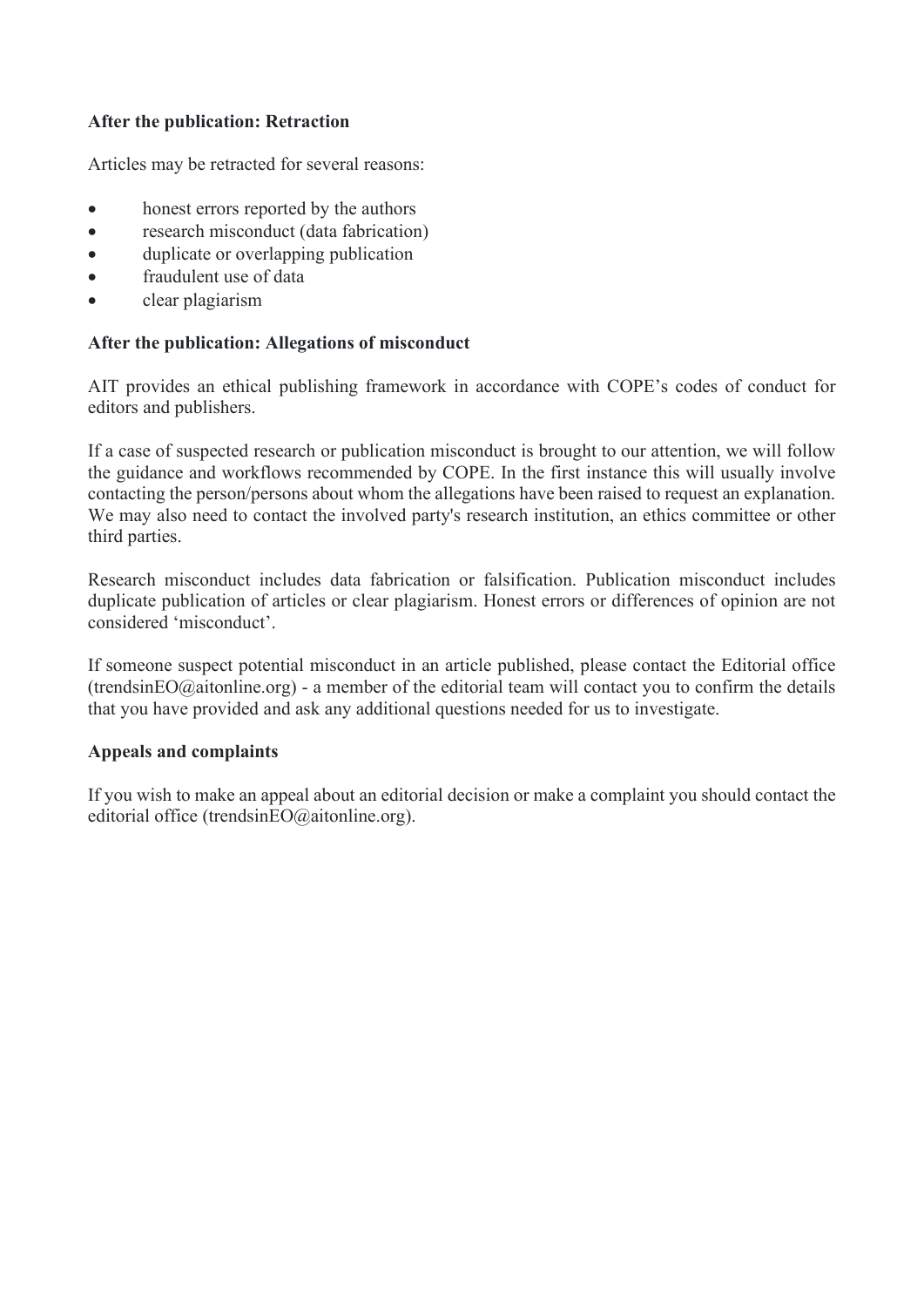**After the publication: Retraction**

Articles may be retracted for several reasons:

- honest errors reported by the authors
- research misconduct (data fabrication)
- duplicate or overlapping publication
- fraudulent use of data
- clear plagiarism

**After the publication: Allegations of misconduct**

AIT provides an ethical publishing framework in accordance with COPE's codes of conduct for editors and publishers.

If a case of suspected research or publication misconduct is brought to our attention, we will follow the guidance and workflows recommended by COPE. In the first instance this will usually involve contacting the person/persons about whom the allegations have been raised to request an explanation. We may also need to contact the involved party's research institution, an ethics committee or other third parties.

Research misconduct includes data fabrication or falsification. Publication misconduct includes duplicate publication of articles or clear plagiarism. Honest errors or differences of opinion are not considered 'misconduct'.

If someone suspect potential misconduct in an article published, please contact the Editorial office (trendsinEO@aitonline.org) - a member of the editorial team will contact you to confirm the details that you have provided and ask any additional questions needed for us to investigate.

**Appeals and complaints**

If you wish to make an appeal about an editorial decision or make a complaint you should contact the editorial office (trendsinEO@aitonline.org).